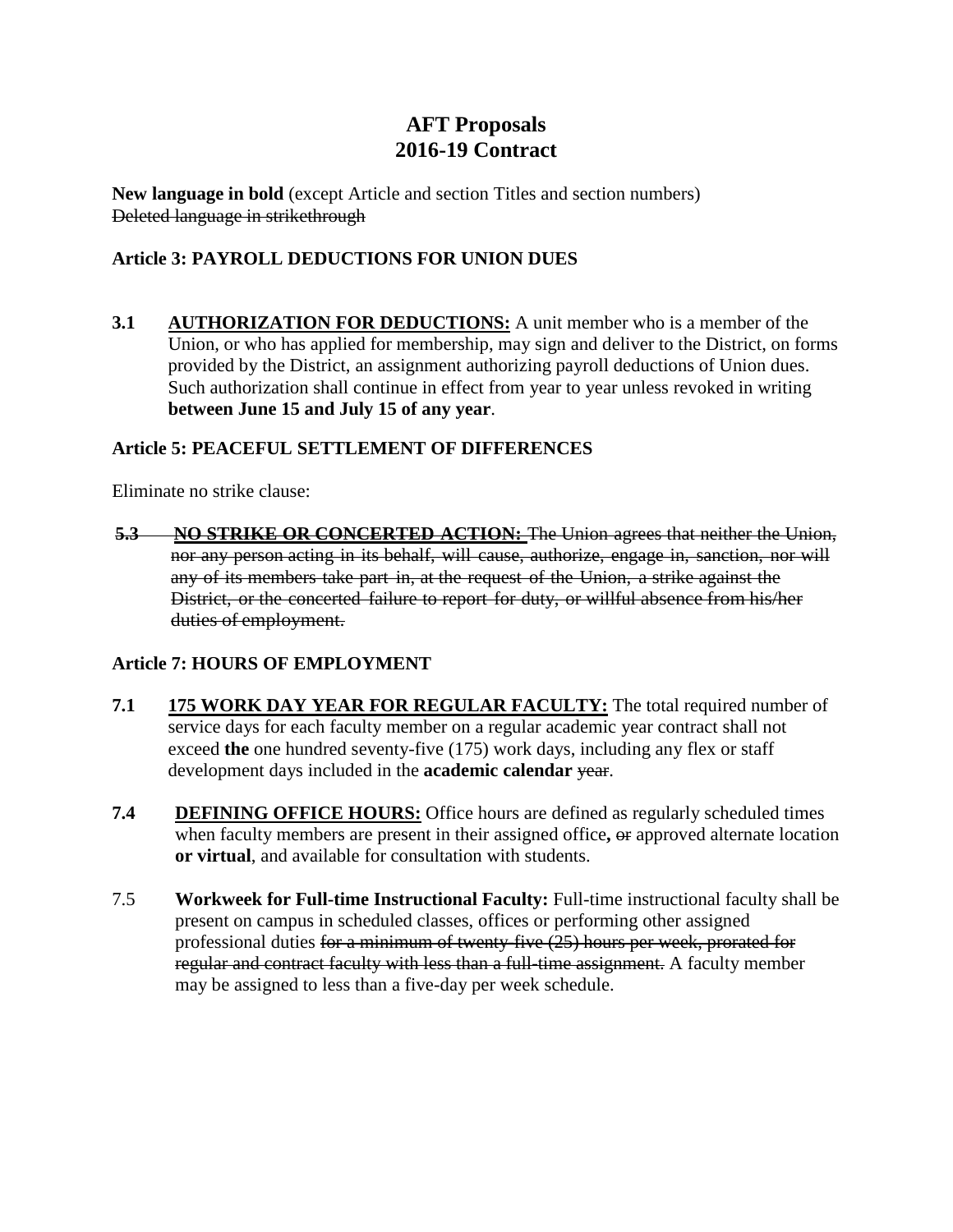# AFT Proposals
# 2016-19 Contract

**New language in bold** (except Article and section Titles and section numbers)
~~Deleted language in strikethrough~~

### Article 3: PAYROLL DEDUCTIONS FOR UNION DUES

**3.1** **AUTHORIZATION FOR DEDUCTIONS:** A unit member who is a member of the Union, or who has applied for membership, may sign and deliver to the District, on forms provided by the District, an assignment authorizing payroll deductions of Union dues. Such authorization shall continue in effect from year to year unless revoked in writing **between June 15 and July 15 of any year**.

### Article 5: PEACEFUL SETTLEMENT OF DIFFERENCES

Eliminate no strike clause:

~~**5.3** **NO STRIKE OR CONCERTED ACTION:** The Union agrees that neither the Union, nor any person acting in its behalf, will cause, authorize, engage in, sanction, nor will any of its members take part in, at the request of the Union, a strike against the District, or the concerted failure to report for duty, or willful absence from his/her duties of employment.~~

### Article 7: HOURS OF EMPLOYMENT

**7.1** **175 WORK DAY YEAR FOR REGULAR FACULTY:** The total required number of service days for each faculty member on a regular academic year contract shall not exceed **the** one hundred seventy-five (175) work days, including any flex or staff development days included in the **academic calendar** ~~year~~.

**7.4** **DEFINING OFFICE HOURS:** Office hours are defined as regularly scheduled times when faculty members are present in their assigned office**,** ~~or~~ approved alternate location **or virtual**, and available for consultation with students.

7.5 **Workweek for Full-time Instructional Faculty:** Full-time instructional faculty shall be present on campus in scheduled classes, offices or performing other assigned professional duties ~~for a minimum of twenty-five (25) hours per week, prorated for regular and contract faculty with less than a full-time assignment.~~ A faculty member may be assigned to less than a five-day per week schedule.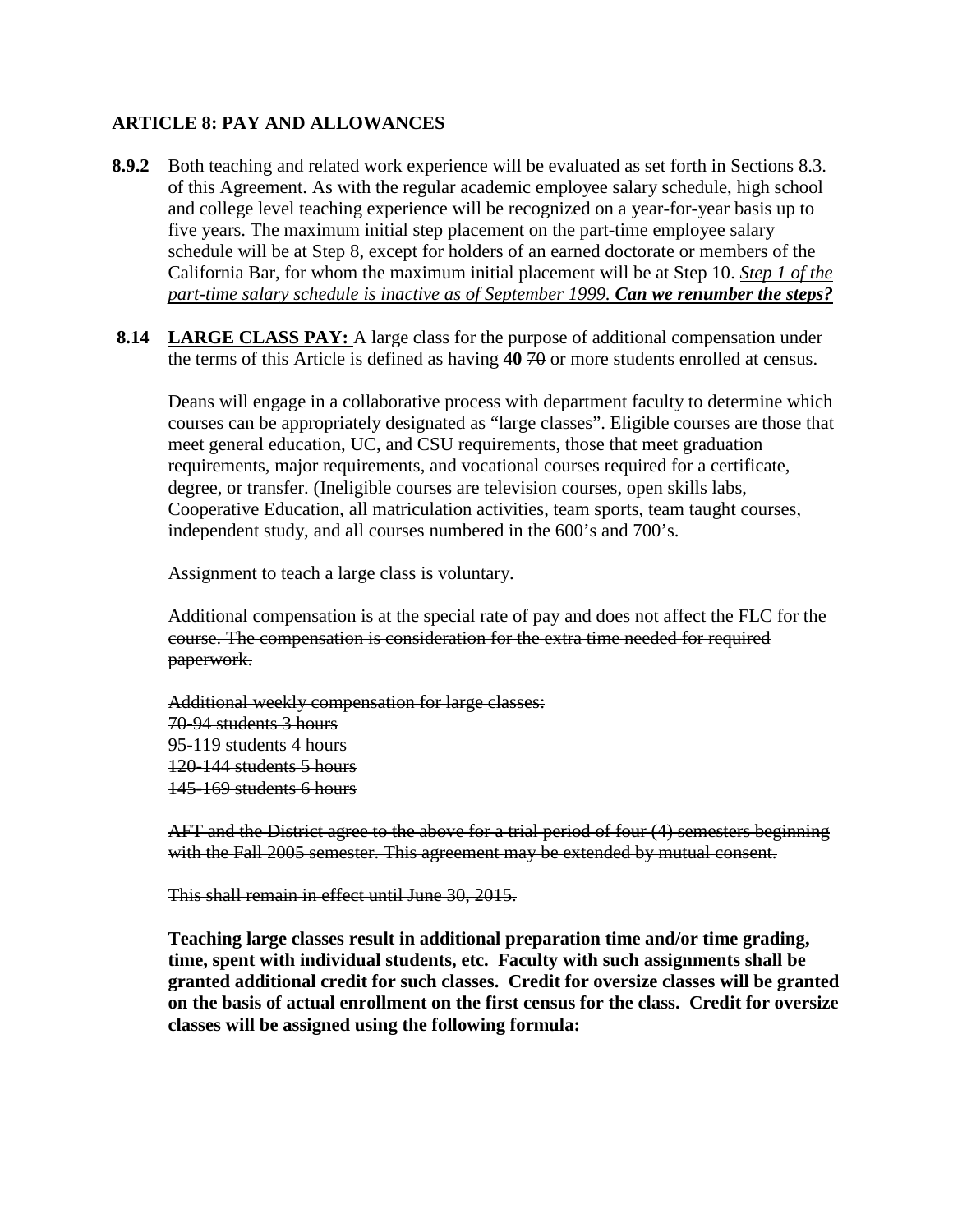## ARTICLE 8: PAY AND ALLOWANCES

**8.9.2** Both teaching and related work experience will be evaluated as set forth in Sections 8.3. of this Agreement. As with the regular academic employee salary schedule, high school and college level teaching experience will be recognized on a year-for-year basis up to five years. The maximum initial step placement on the part-time employee salary schedule will be at Step 8, except for holders of an earned doctorate or members of the California Bar, for whom the maximum initial placement will be at Step 10. <u>*Step 1 of the part-time salary schedule is inactive as of September 1999.*</u> <u>***Can we renumber the steps?***</u>

**8.14** <u>**LARGE CLASS PAY:**</u> A large class for the purpose of additional compensation under the terms of this Article is defined as having **40** ~~70~~ or more students enrolled at census.

Deans will engage in a collaborative process with department faculty to determine which courses can be appropriately designated as "large classes". Eligible courses are those that meet general education, UC, and CSU requirements, those that meet graduation requirements, major requirements, and vocational courses required for a certificate, degree, or transfer. (Ineligible courses are television courses, open skills labs, Cooperative Education, all matriculation activities, team sports, team taught courses, independent study, and all courses numbered in the 600's and 700's.

Assignment to teach a large class is voluntary.

~~Additional compensation is at the special rate of pay and does not affect the FLC for the course. The compensation is consideration for the extra time needed for required paperwork.~~

~~Additional weekly compensation for large classes:~~
~~70-94 students 3 hours~~
~~95-119 students 4 hours~~
~~120-144 students 5 hours~~
~~145-169 students 6 hours~~

~~AFT and the District agree to the above for a trial period of four (4) semesters beginning with the Fall 2005 semester. This agreement may be extended by mutual consent.~~

~~This shall remain in effect until June 30, 2015.~~

**Teaching large classes result in additional preparation time and/or time grading, time, spent with individual students, etc. Faculty with such assignments shall be granted additional credit for such classes. Credit for oversize classes will be granted on the basis of actual enrollment on the first census for the class. Credit for oversize classes will be assigned using the following formula:**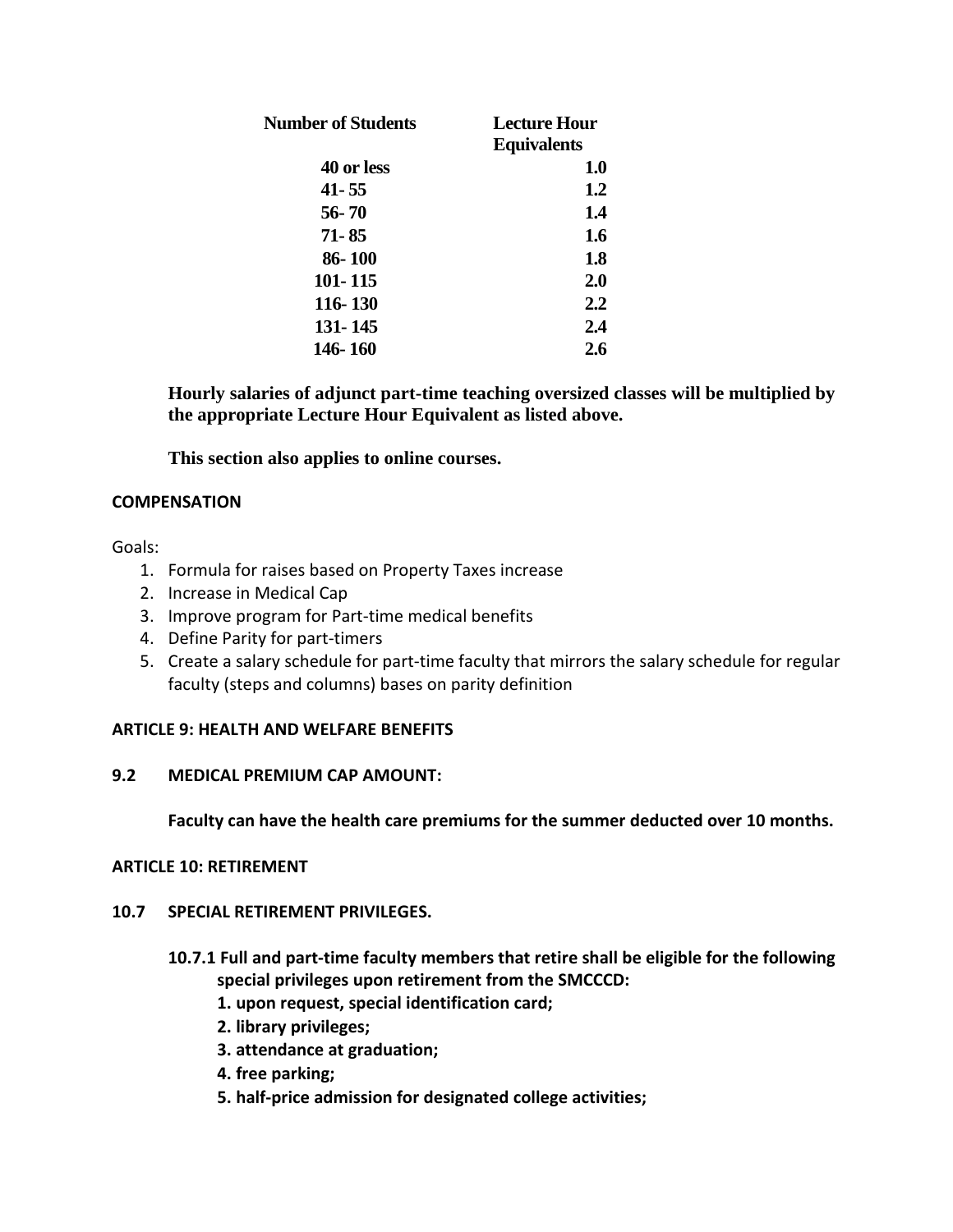| Number of Students | Lecture Hour Equivalents |
| --- | --- |
| 40 or less | 1.0 |
| 41- 55 | 1.2 |
| 56- 70 | 1.4 |
| 71- 85 | 1.6 |
| 86- 100 | 1.8 |
| 101- 115 | 2.0 |
| 116- 130 | 2.2 |
| 131- 145 | 2.4 |
| 146- 160 | 2.6 |

**Hourly salaries of adjunct part-time teaching oversized classes will be multiplied by the appropriate Lecture Hour Equivalent as listed above.**

**This section also applies to online courses.**

**COMPENSATION**

Goals:

1. Formula for raises based on Property Taxes increase
2. Increase in Medical Cap
3. Improve program for Part-time medical benefits
4. Define Parity for part-timers
5. Create a salary schedule for part-time faculty that mirrors the salary schedule for regular faculty (steps and columns) bases on parity definition

**ARTICLE 9: HEALTH AND WELFARE BENEFITS**

**9.2 MEDICAL PREMIUM CAP AMOUNT:**

**Faculty can have the health care premiums for the summer deducted over 10 months.**

**ARTICLE 10: RETIREMENT**

**10.7 SPECIAL RETIREMENT PRIVILEGES.**

**10.7.1 Full and part-time faculty members that retire shall be eligible for the following special privileges upon retirement from the SMCCCD:**

**1. upon request, special identification card;**
**2. library privileges;**
**3. attendance at graduation;**
**4. free parking;**
**5. half-price admission for designated college activities;**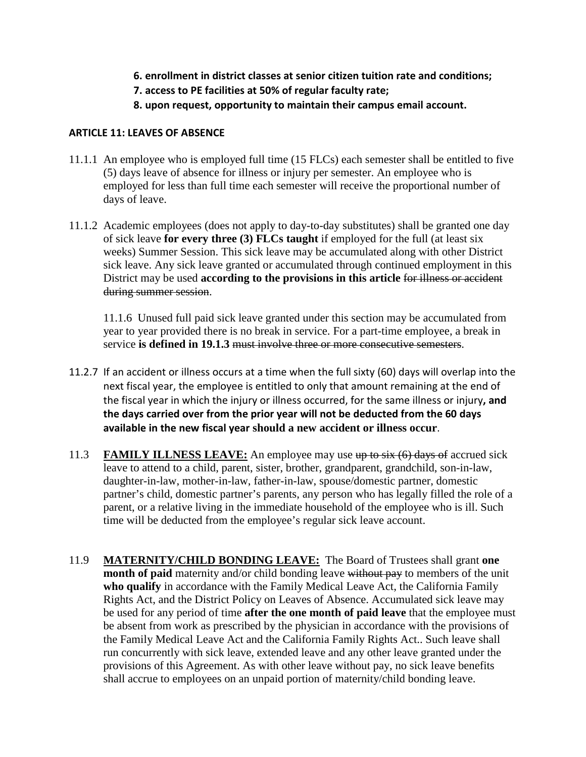**6. enrollment in district classes at senior citizen tuition rate and conditions;**
**7. access to PE facilities at 50% of regular faculty rate;**
**8. upon request, opportunity to maintain their campus email account.**

**ARTICLE 11: LEAVES OF ABSENCE**

11.1.1 An employee who is employed full time (15 FLCs) each semester shall be entitled to five (5) days leave of absence for illness or injury per semester. An employee who is employed for less than full time each semester will receive the proportional number of days of leave.

11.1.2 Academic employees (does not apply to day-to-day substitutes) shall be granted one day of sick leave **for every three (3) FLCs taught** if employed for the full (at least six weeks) Summer Session. This sick leave may be accumulated along with other District sick leave. Any sick leave granted or accumulated through continued employment in this District may be used **according to the provisions in this article** ~~for illness or accident during summer session~~.

11.1.6 Unused full paid sick leave granted under this section may be accumulated from year to year provided there is no break in service. For a part-time employee, a break in service **is defined in 19.1.3** ~~must involve three or more consecutive semesters~~.

11.2.7 If an accident or illness occurs at a time when the full sixty (60) days will overlap into the next fiscal year, the employee is entitled to only that amount remaining at the end of the fiscal year in which the injury or illness occurred, for the same illness or injury**, and the days carried over from the prior year will not be deducted from the 60 days available in the new fiscal year should a new accident or illness occur**.

11.3 **FAMILY ILLNESS LEAVE:** An employee may use ~~up to six (6) days of~~ accrued sick leave to attend to a child, parent, sister, brother, grandparent, grandchild, son-in-law, daughter-in-law, mother-in-law, father-in-law, spouse/domestic partner, domestic partner's child, domestic partner's parents, any person who has legally filled the role of a parent, or a relative living in the immediate household of the employee who is ill. Such time will be deducted from the employee's regular sick leave account.

11.9 **MATERNITY/CHILD BONDING LEAVE:** The Board of Trustees shall grant **one month of paid** maternity and/or child bonding leave ~~without pay~~ to members of the unit **who qualify** in accordance with the Family Medical Leave Act, the California Family Rights Act, and the District Policy on Leaves of Absence. Accumulated sick leave may be used for any period of time **after the one month of paid leave** that the employee must be absent from work as prescribed by the physician in accordance with the provisions of the Family Medical Leave Act and the California Family Rights Act.. Such leave shall run concurrently with sick leave, extended leave and any other leave granted under the provisions of this Agreement. As with other leave without pay, no sick leave benefits shall accrue to employees on an unpaid portion of maternity/child bonding leave.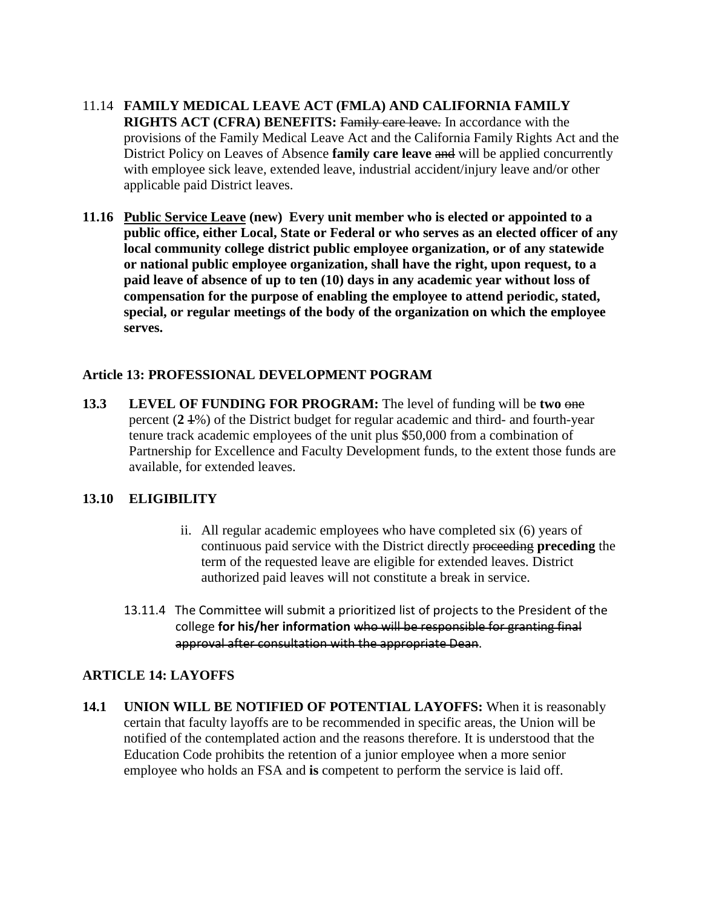11.14 **FAMILY MEDICAL LEAVE ACT (FMLA) AND CALIFORNIA FAMILY RIGHTS ACT (CFRA) BENEFITS:** ~~Family care leave.~~ In accordance with the provisions of the Family Medical Leave Act and the California Family Rights Act and the District Policy on Leaves of Absence **family care leave** ~~and~~ will be applied concurrently with employee sick leave, extended leave, industrial accident/injury leave and/or other applicable paid District leaves.

**11.16 <u>Public Service Leave</u> (new) Every unit member who is elected or appointed to a public office, either Local, State or Federal or who serves as an elected officer of any local community college district public employee organization, or of any statewide or national public employee organization, shall have the right, upon request, to a paid leave of absence of up to ten (10) days in any academic year without loss of compensation for the purpose of enabling the employee to attend periodic, stated, special, or regular meetings of the body of the organization on which the employee serves.**

### Article 13: PROFESSIONAL DEVELOPMENT POGRAM

**13.3 LEVEL OF FUNDING FOR PROGRAM:** The level of funding will be **two** ~~one~~ percent (**2** ~~1~~%) of the District budget for regular academic and third- and fourth-year tenure track academic employees of the unit plus $50,000 from a combination of Partnership for Excellence and Faculty Development funds, to the extent those funds are available, for extended leaves.

**13.10 ELIGIBILITY**

ii. All regular academic employees who have completed six (6) years of continuous paid service with the District directly ~~proceeding~~ **preceding** the term of the requested leave are eligible for extended leaves. District authorized paid leaves will not constitute a break in service.

13.11.4 The Committee will submit a prioritized list of projects to the President of the college **for his/her information** ~~who will be responsible for granting final approval after consultation with the appropriate Dean~~.

### ARTICLE 14: LAYOFFS

**14.1 UNION WILL BE NOTIFIED OF POTENTIAL LAYOFFS:** When it is reasonably certain that faculty layoffs are to be recommended in specific areas, the Union will be notified of the contemplated action and the reasons therefore. It is understood that the Education Code prohibits the retention of a junior employee when a more senior employee who holds an FSA and **is** competent to perform the service is laid off.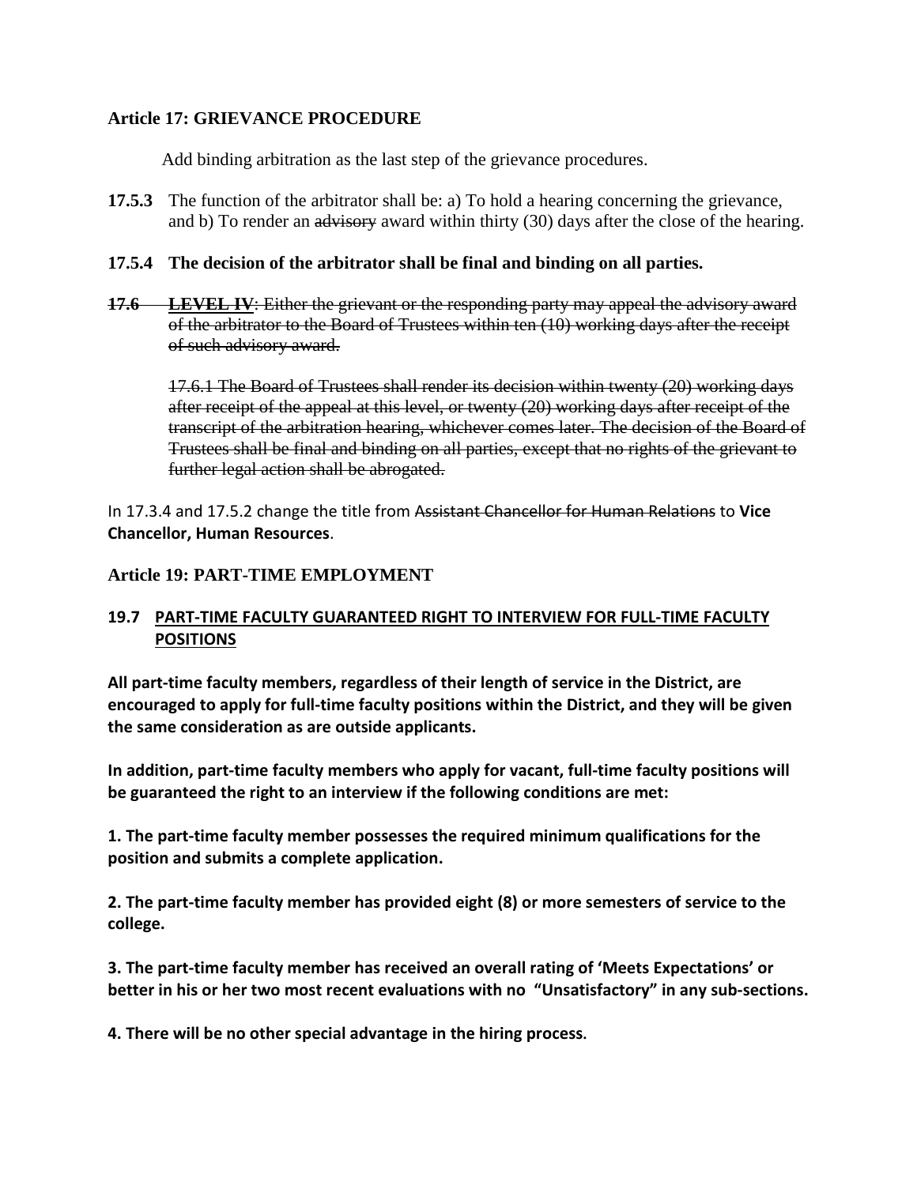### Article 17: GRIEVANCE PROCEDURE

Add binding arbitration as the last step of the grievance procedures.

**17.5.3** The function of the arbitrator shall be: a) To hold a hearing concerning the grievance, and b) To render an ~~advisory~~ award within thirty (30) days after the close of the hearing.

**17.5.4 The decision of the arbitrator shall be final and binding on all parties.**

~~**17.6 LEVEL IV**: Either the grievant or the responding party may appeal the advisory award of the arbitrator to the Board of Trustees within ten (10) working days after the receipt of such advisory award.~~

~~17.6.1 The Board of Trustees shall render its decision within twenty (20) working days after receipt of the appeal at this level, or twenty (20) working days after receipt of the transcript of the arbitration hearing, whichever comes later. The decision of the Board of Trustees shall be final and binding on all parties, except that no rights of the grievant to further legal action shall be abrogated.~~

In 17.3.4 and 17.5.2 change the title from ~~Assistant Chancellor for Human Relations~~ to **Vice Chancellor, Human Resources**.

### Article 19: PART-TIME EMPLOYMENT

**19.7 PART-TIME FACULTY GUARANTEED RIGHT TO INTERVIEW FOR FULL-TIME FACULTY POSITIONS**

**All part-time faculty members, regardless of their length of service in the District, are encouraged to apply for full-time faculty positions within the District, and they will be given the same consideration as are outside applicants.**

**In addition, part-time faculty members who apply for vacant, full-time faculty positions will be guaranteed the right to an interview if the following conditions are met:**

**1. The part-time faculty member possesses the required minimum qualifications for the position and submits a complete application.**

**2. The part-time faculty member has provided eight (8) or more semesters of service to the college.**

**3. The part-time faculty member has received an overall rating of 'Meets Expectations' or better in his or her two most recent evaluations with no "Unsatisfactory" in any sub-sections.**

**4. There will be no other special advantage in the hiring process.**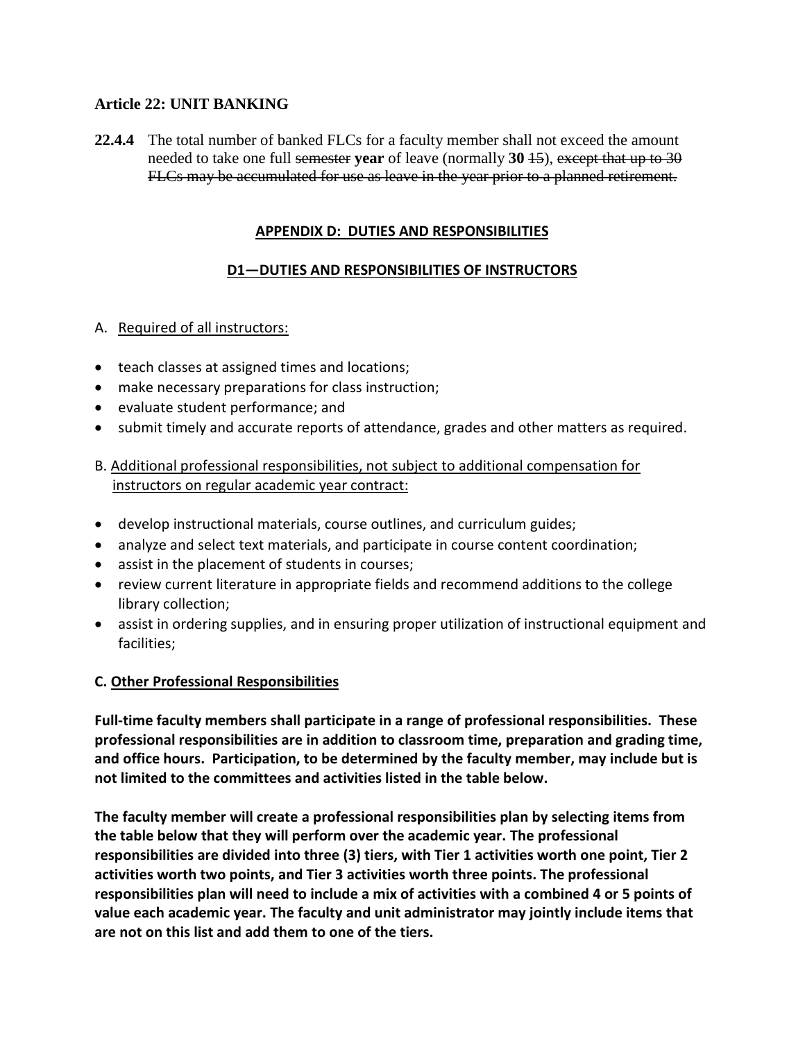### Article 22: UNIT BANKING

**22.4.4** The total number of banked FLCs for a faculty member shall not exceed the amount needed to take one full ~~semester~~ **year** of leave (normally **30** ~~15~~), ~~except that up to 30 FLCs may be accumulated for use as leave in the year prior to a planned retirement.~~

## APPENDIX D: DUTIES AND RESPONSIBILITIES

### D1—DUTIES AND RESPONSIBILITIES OF INSTRUCTORS

A. Required of all instructors:

- teach classes at assigned times and locations;
- make necessary preparations for class instruction;
- evaluate student performance; and
- submit timely and accurate reports of attendance, grades and other matters as required.

B. Additional professional responsibilities, not subject to additional compensation for instructors on regular academic year contract:

- develop instructional materials, course outlines, and curriculum guides;
- analyze and select text materials, and participate in course content coordination;
- assist in the placement of students in courses;
- review current literature in appropriate fields and recommend additions to the college library collection;
- assist in ordering supplies, and in ensuring proper utilization of instructional equipment and facilities;

**C. Other Professional Responsibilities**

**Full-time faculty members shall participate in a range of professional responsibilities. These professional responsibilities are in addition to classroom time, preparation and grading time, and office hours. Participation, to be determined by the faculty member, may include but is not limited to the committees and activities listed in the table below.**

**The faculty member will create a professional responsibilities plan by selecting items from the table below that they will perform over the academic year. The professional responsibilities are divided into three (3) tiers, with Tier 1 activities worth one point, Tier 2 activities worth two points, and Tier 3 activities worth three points. The professional responsibilities plan will need to include a mix of activities with a combined 4 or 5 points of value each academic year. The faculty and unit administrator may jointly include items that are not on this list and add them to one of the tiers.**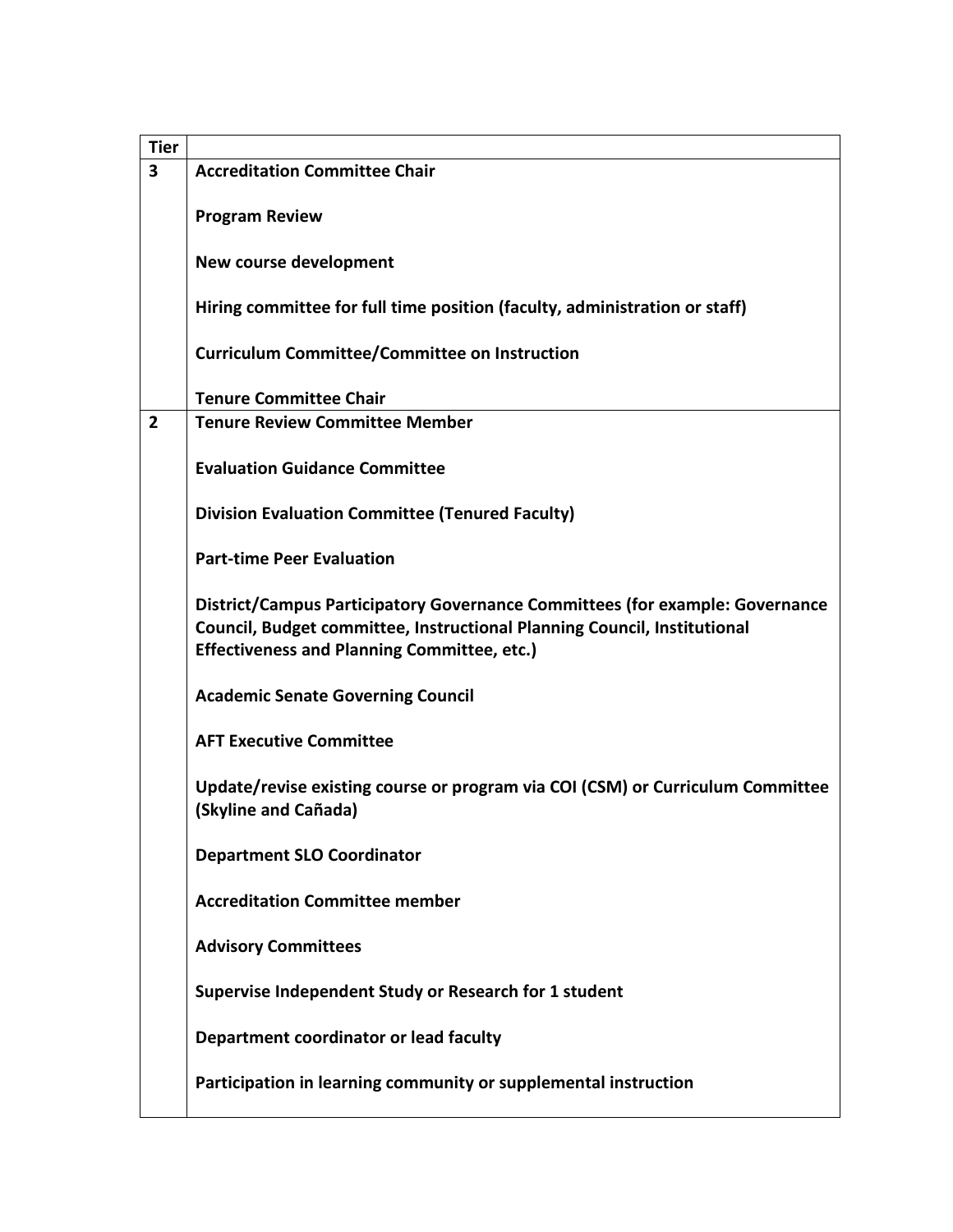| Tier | |
|---|---|
| 3 | **Accreditation Committee Chair**<br><br>**Program Review**<br><br>**New course development**<br><br>**Hiring committee for full time position (faculty, administration or staff)**<br><br>**Curriculum Committee/Committee on Instruction**<br><br>**Tenure Committee Chair** |
| 2 | **Tenure Review Committee Member**<br><br>**Evaluation Guidance Committee**<br><br>**Division Evaluation Committee (Tenured Faculty)**<br><br>**Part-time Peer Evaluation**<br><br>**District/Campus Participatory Governance Committees (for example: Governance Council, Budget committee, Instructional Planning Council, Institutional Effectiveness and Planning Committee, etc.)**<br><br>**Academic Senate Governing Council**<br><br>**AFT Executive Committee**<br><br>**Update/revise existing course or program via COI (CSM) or Curriculum Committee (Skyline and Cañada)**<br><br>**Department SLO Coordinator**<br><br>**Accreditation Committee member**<br><br>**Advisory Committees**<br><br>**Supervise Independent Study or Research for 1 student**<br><br>**Department coordinator or lead faculty**<br><br>**Participation in learning community or supplemental instruction** |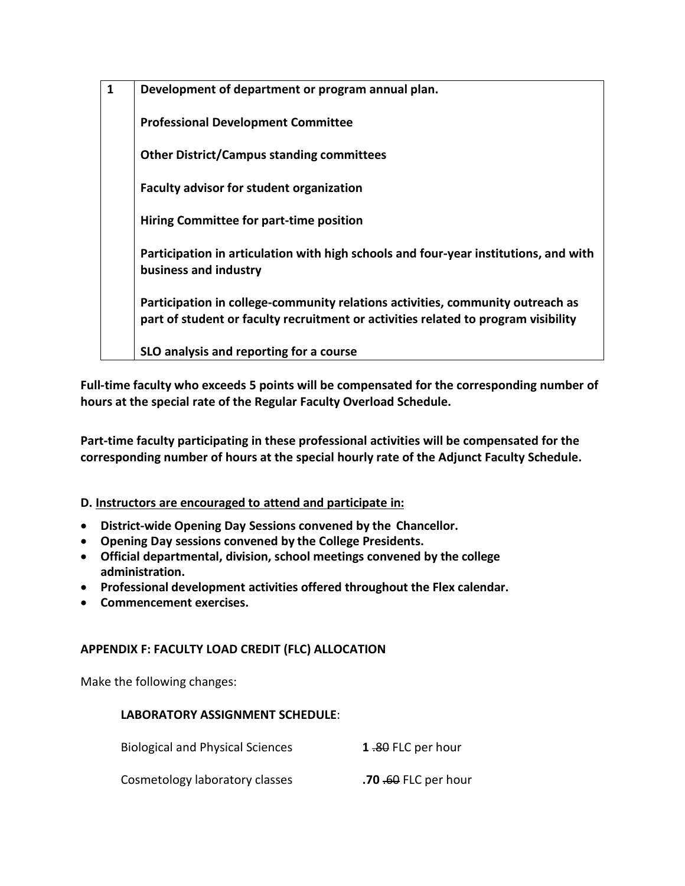| 1 | **Development of department or program annual plan.**<br><br>**Professional Development Committee**<br><br>**Other District/Campus standing committees**<br><br>**Faculty advisor for student organization**<br><br>**Hiring Committee for part-time position**<br><br>**Participation in articulation with high schools and four-year institutions, and with business and industry**<br><br>**Participation in college-community relations activities, community outreach as part of student or faculty recruitment or activities related to program visibility**<br><br>**SLO analysis and reporting for a course** |
|---|---|

**Full-time faculty who exceeds 5 points will be compensated for the corresponding number of hours at the special rate of the Regular Faculty Overload Schedule.**

**Part-time faculty participating in these professional activities will be compensated for the corresponding number of hours at the special hourly rate of the Adjunct Faculty Schedule.**

**D. <u>Instructors are encouraged to attend and participate in:</u>**

- **District-wide Opening Day Sessions convened by the Chancellor.**
- **Opening Day sessions convened by the College Presidents.**
- **Official departmental, division, school meetings convened by the college administration.**
- **Professional development activities offered throughout the Flex calendar.**
- **Commencement exercises.**

**APPENDIX F: FACULTY LOAD CREDIT (FLC) ALLOCATION**

Make the following changes:

**LABORATORY ASSIGNMENT SCHEDULE**:

Biological and Physical Sciences **1** ~~.80~~ FLC per hour

Cosmetology laboratory classes **.70** ~~.60~~ FLC per hour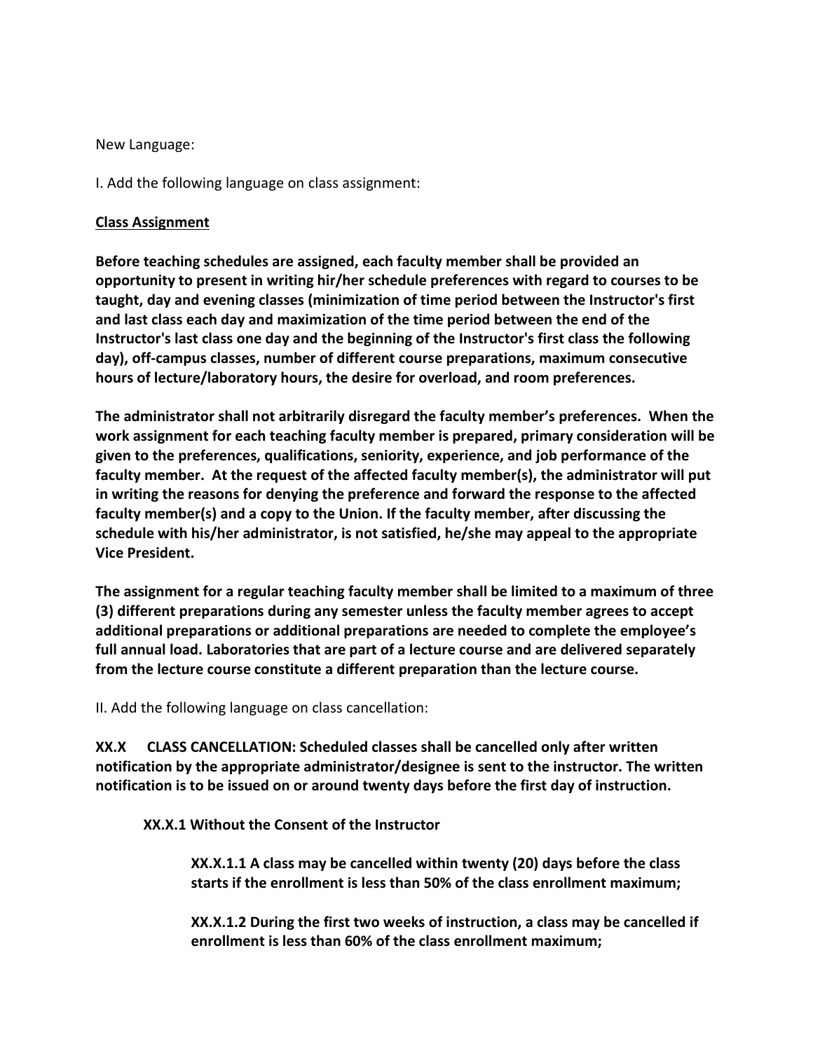New Language:

I. Add the following language on class assignment:

<u>**Class Assignment**</u>

**Before teaching schedules are assigned, each faculty member shall be provided an opportunity to present in writing hir/her schedule preferences with regard to courses to be taught, day and evening classes (minimization of time period between the Instructor's first and last class each day and maximization of the time period between the end of the Instructor's last class one day and the beginning of the Instructor's first class the following day), off-campus classes, number of different course preparations, maximum consecutive hours of lecture/laboratory hours, the desire for overload, and room preferences.**

**The administrator shall not arbitrarily disregard the faculty member's preferences. When the work assignment for each teaching faculty member is prepared, primary consideration will be given to the preferences, qualifications, seniority, experience, and job performance of the faculty member. At the request of the affected faculty member(s), the administrator will put in writing the reasons for denying the preference and forward the response to the affected faculty member(s) and a copy to the Union. If the faculty member, after discussing the schedule with his/her administrator, is not satisfied, he/she may appeal to the appropriate Vice President.**

**The assignment for a regular teaching faculty member shall be limited to a maximum of three (3) different preparations during any semester unless the faculty member agrees to accept additional preparations or additional preparations are needed to complete the employee's full annual load. Laboratories that are part of a lecture course and are delivered separately from the lecture course constitute a different preparation than the lecture course.**

II. Add the following language on class cancellation:

**XX.X CLASS CANCELLATION: Scheduled classes shall be cancelled only after written notification by the appropriate administrator/designee is sent to the instructor. The written notification is to be issued on or around twenty days before the first day of instruction.**

**XX.X.1 Without the Consent of the Instructor**

**XX.X.1.1 A class may be cancelled within twenty (20) days before the class starts if the enrollment is less than 50% of the class enrollment maximum;**

**XX.X.1.2 During the first two weeks of instruction, a class may be cancelled if enrollment is less than 60% of the class enrollment maximum;**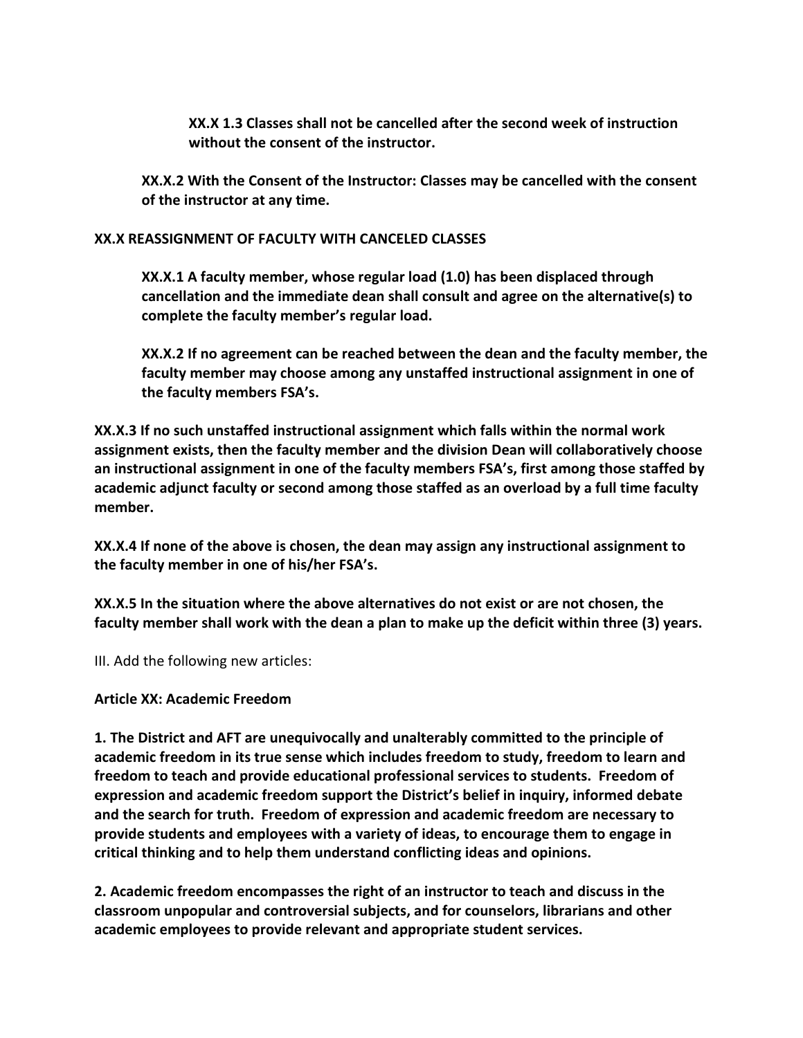**XX.X 1.3 Classes shall not be cancelled after the second week of instruction without the consent of the instructor.**

**XX.X.2 With the Consent of the Instructor: Classes may be cancelled with the consent of the instructor at any time.**

**XX.X REASSIGNMENT OF FACULTY WITH CANCELED CLASSES**

**XX.X.1 A faculty member, whose regular load (1.0) has been displaced through cancellation and the immediate dean shall consult and agree on the alternative(s) to complete the faculty member's regular load.**

**XX.X.2 If no agreement can be reached between the dean and the faculty member, the faculty member may choose among any unstaffed instructional assignment in one of the faculty members FSA's.**

**XX.X.3 If no such unstaffed instructional assignment which falls within the normal work assignment exists, then the faculty member and the division Dean will collaboratively choose an instructional assignment in one of the faculty members FSA's, first among those staffed by academic adjunct faculty or second among those staffed as an overload by a full time faculty member.**

**XX.X.4 If none of the above is chosen, the dean may assign any instructional assignment to the faculty member in one of his/her FSA's.**

**XX.X.5 In the situation where the above alternatives do not exist or are not chosen, the faculty member shall work with the dean a plan to make up the deficit within three (3) years.**

III. Add the following new articles:

**Article XX: Academic Freedom**

**1. The District and AFT are unequivocally and unalterably committed to the principle of academic freedom in its true sense which includes freedom to study, freedom to learn and freedom to teach and provide educational professional services to students. Freedom of expression and academic freedom support the District's belief in inquiry, informed debate and the search for truth. Freedom of expression and academic freedom are necessary to provide students and employees with a variety of ideas, to encourage them to engage in critical thinking and to help them understand conflicting ideas and opinions.**

**2. Academic freedom encompasses the right of an instructor to teach and discuss in the classroom unpopular and controversial subjects, and for counselors, librarians and other academic employees to provide relevant and appropriate student services.**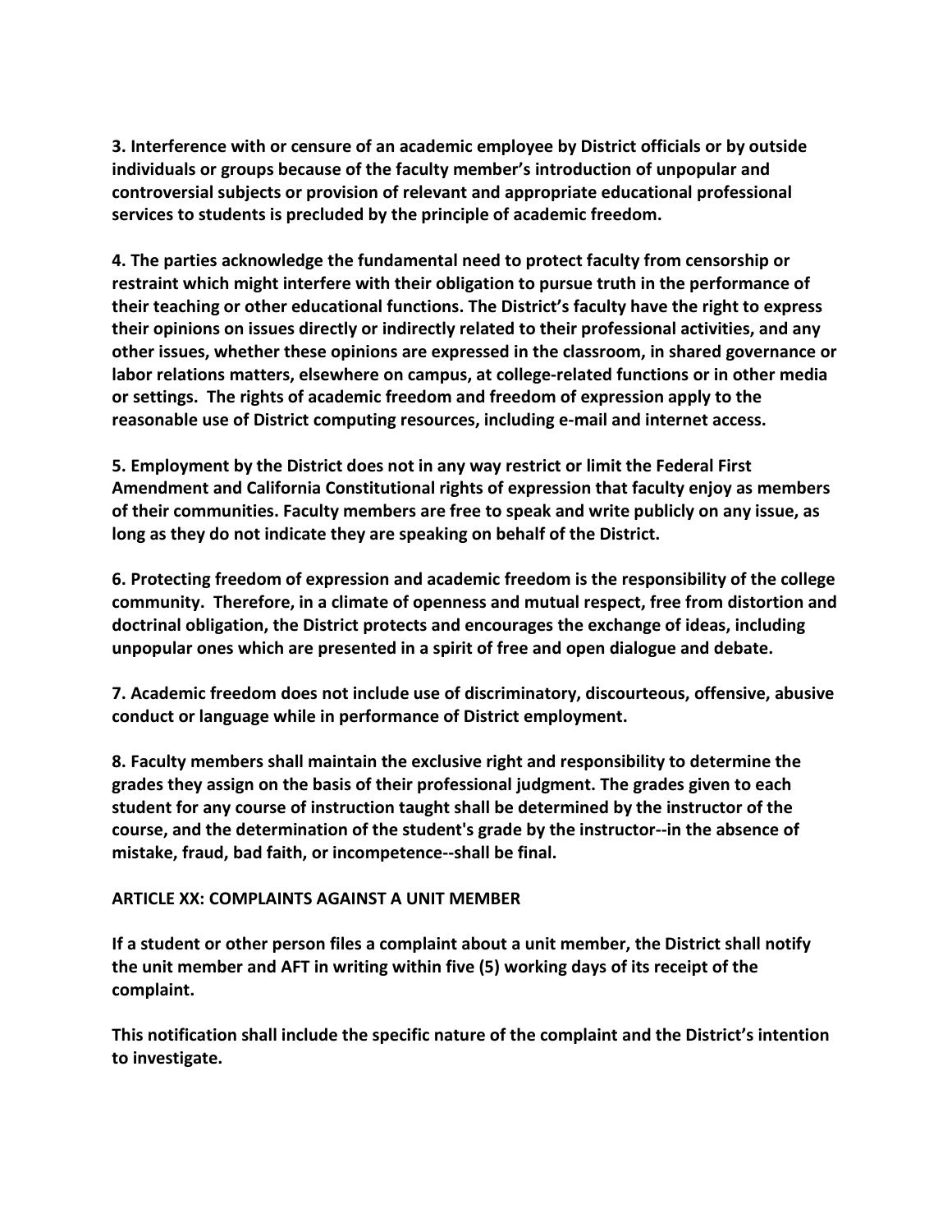**3. Interference with or censure of an academic employee by District officials or by outside individuals or groups because of the faculty member's introduction of unpopular and controversial subjects or provision of relevant and appropriate educational professional services to students is precluded by the principle of academic freedom.**

**4. The parties acknowledge the fundamental need to protect faculty from censorship or restraint which might interfere with their obligation to pursue truth in the performance of their teaching or other educational functions. The District's faculty have the right to express their opinions on issues directly or indirectly related to their professional activities, and any other issues, whether these opinions are expressed in the classroom, in shared governance or labor relations matters, elsewhere on campus, at college-related functions or in other media or settings. The rights of academic freedom and freedom of expression apply to the reasonable use of District computing resources, including e-mail and internet access.**

**5. Employment by the District does not in any way restrict or limit the Federal First Amendment and California Constitutional rights of expression that faculty enjoy as members of their communities. Faculty members are free to speak and write publicly on any issue, as long as they do not indicate they are speaking on behalf of the District.**

**6. Protecting freedom of expression and academic freedom is the responsibility of the college community. Therefore, in a climate of openness and mutual respect, free from distortion and doctrinal obligation, the District protects and encourages the exchange of ideas, including unpopular ones which are presented in a spirit of free and open dialogue and debate.**

**7. Academic freedom does not include use of discriminatory, discourteous, offensive, abusive conduct or language while in performance of District employment.**

**8. Faculty members shall maintain the exclusive right and responsibility to determine the grades they assign on the basis of their professional judgment. The grades given to each student for any course of instruction taught shall be determined by the instructor of the course, and the determination of the student's grade by the instructor--in the absence of mistake, fraud, bad faith, or incompetence--shall be final.**

**ARTICLE XX: COMPLAINTS AGAINST A UNIT MEMBER**

**If a student or other person files a complaint about a unit member, the District shall notify the unit member and AFT in writing within five (5) working days of its receipt of the complaint.**

**This notification shall include the specific nature of the complaint and the District's intention to investigate.**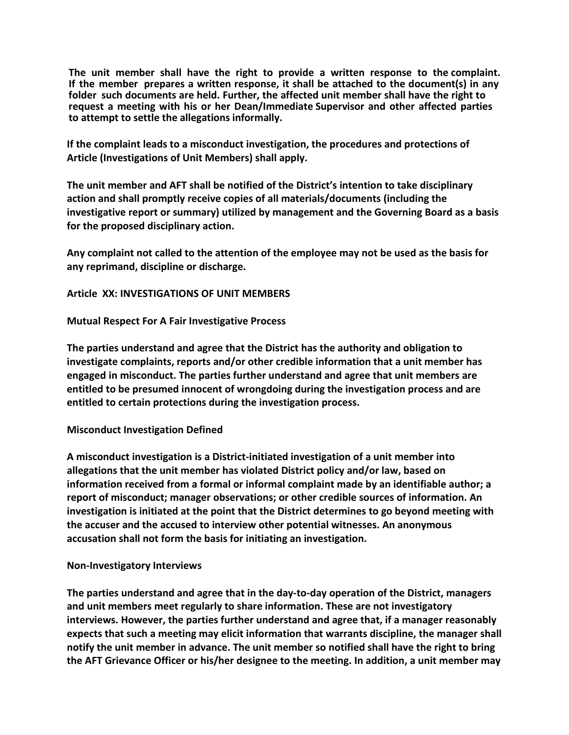**The unit member shall have the right to provide a written response to the complaint. If the member prepares a written response, it shall be attached to the document(s) in any folder such documents are held. Further, the affected unit member shall have the right to request a meeting with his or her Dean/Immediate Supervisor and other affected parties to attempt to settle the allegations informally.**

**If the complaint leads to a misconduct investigation, the procedures and protections of Article (Investigations of Unit Members) shall apply.**

**The unit member and AFT shall be notified of the District's intention to take disciplinary action and shall promptly receive copies of all materials/documents (including the investigative report or summary) utilized by management and the Governing Board as a basis for the proposed disciplinary action.**

**Any complaint not called to the attention of the employee may not be used as the basis for any reprimand, discipline or discharge.**

## Article XX: INVESTIGATIONS OF UNIT MEMBERS

### Mutual Respect For A Fair Investigative Process

**The parties understand and agree that the District has the authority and obligation to investigate complaints, reports and/or other credible information that a unit member has engaged in misconduct. The parties further understand and agree that unit members are entitled to be presumed innocent of wrongdoing during the investigation process and are entitled to certain protections during the investigation process.**

### Misconduct Investigation Defined

**A misconduct investigation is a District-initiated investigation of a unit member into allegations that the unit member has violated District policy and/or law, based on information received from a formal or informal complaint made by an identifiable author; a report of misconduct; manager observations; or other credible sources of information. An investigation is initiated at the point that the District determines to go beyond meeting with the accuser and the accused to interview other potential witnesses. An anonymous accusation shall not form the basis for initiating an investigation.**

### Non-Investigatory Interviews

**The parties understand and agree that in the day-to-day operation of the District, managers and unit members meet regularly to share information. These are not investigatory interviews. However, the parties further understand and agree that, if a manager reasonably expects that such a meeting may elicit information that warrants discipline, the manager shall notify the unit member in advance. The unit member so notified shall have the right to bring the AFT Grievance Officer or his/her designee to the meeting. In addition, a unit member may**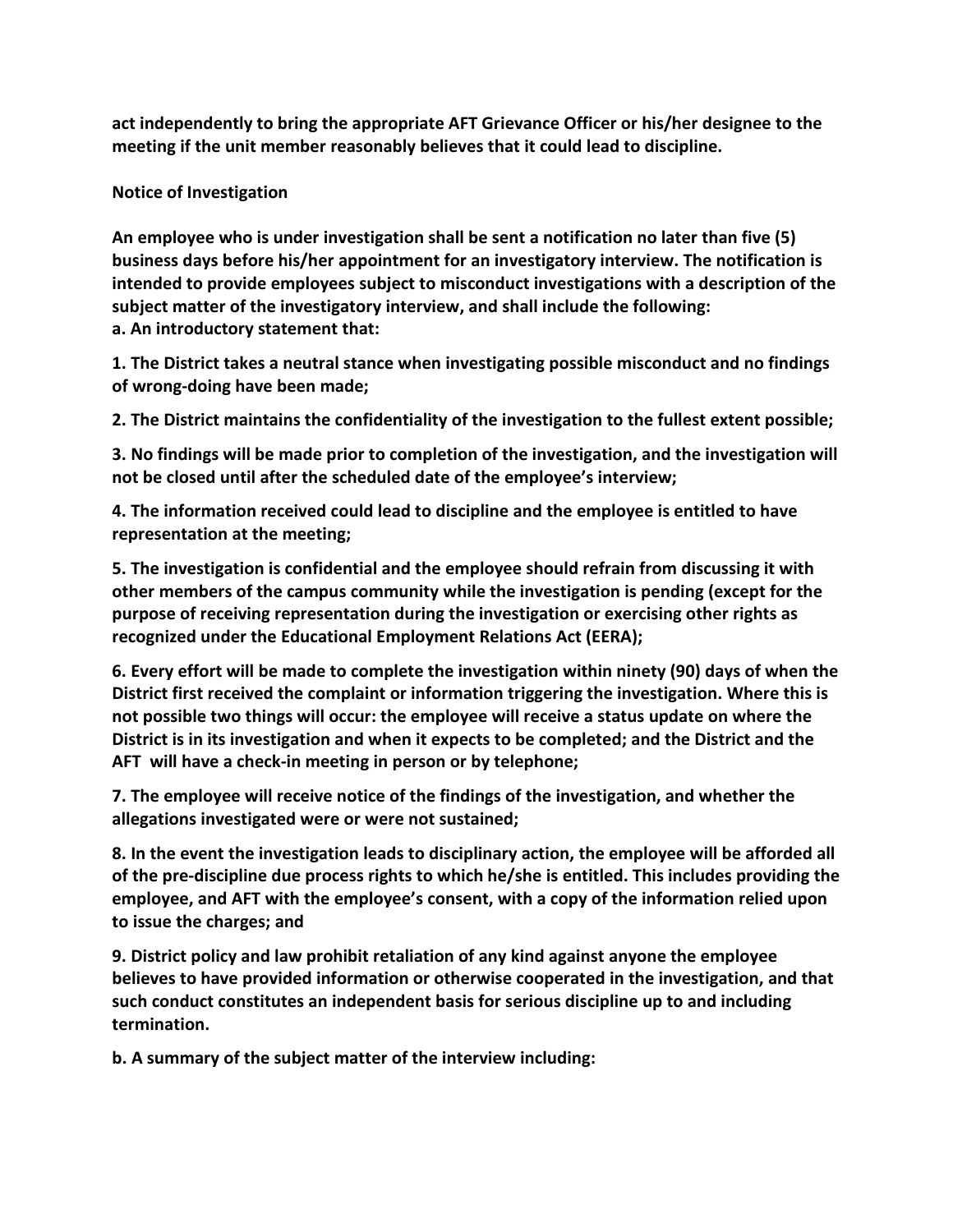**act independently to bring the appropriate AFT Grievance Officer or his/her designee to the meeting if the unit member reasonably believes that it could lead to discipline.**

**Notice of Investigation**

**An employee who is under investigation shall be sent a notification no later than five (5) business days before his/her appointment for an investigatory interview. The notification is intended to provide employees subject to misconduct investigations with a description of the subject matter of the investigatory interview, and shall include the following:**
**a. An introductory statement that:**

**1. The District takes a neutral stance when investigating possible misconduct and no findings of wrong-doing have been made;**

**2. The District maintains the confidentiality of the investigation to the fullest extent possible;**

**3. No findings will be made prior to completion of the investigation, and the investigation will not be closed until after the scheduled date of the employee's interview;**

**4. The information received could lead to discipline and the employee is entitled to have representation at the meeting;**

**5. The investigation is confidential and the employee should refrain from discussing it with other members of the campus community while the investigation is pending (except for the purpose of receiving representation during the investigation or exercising other rights as recognized under the Educational Employment Relations Act (EERA);**

**6. Every effort will be made to complete the investigation within ninety (90) days of when the District first received the complaint or information triggering the investigation. Where this is not possible two things will occur: the employee will receive a status update on where the District is in its investigation and when it expects to be completed; and the District and the AFT will have a check-in meeting in person or by telephone;**

**7. The employee will receive notice of the findings of the investigation, and whether the allegations investigated were or were not sustained;**

**8. In the event the investigation leads to disciplinary action, the employee will be afforded all of the pre-discipline due process rights to which he/she is entitled. This includes providing the employee, and AFT with the employee's consent, with a copy of the information relied upon to issue the charges; and**

**9. District policy and law prohibit retaliation of any kind against anyone the employee believes to have provided information or otherwise cooperated in the investigation, and that such conduct constitutes an independent basis for serious discipline up to and including termination.**

**b. A summary of the subject matter of the interview including:**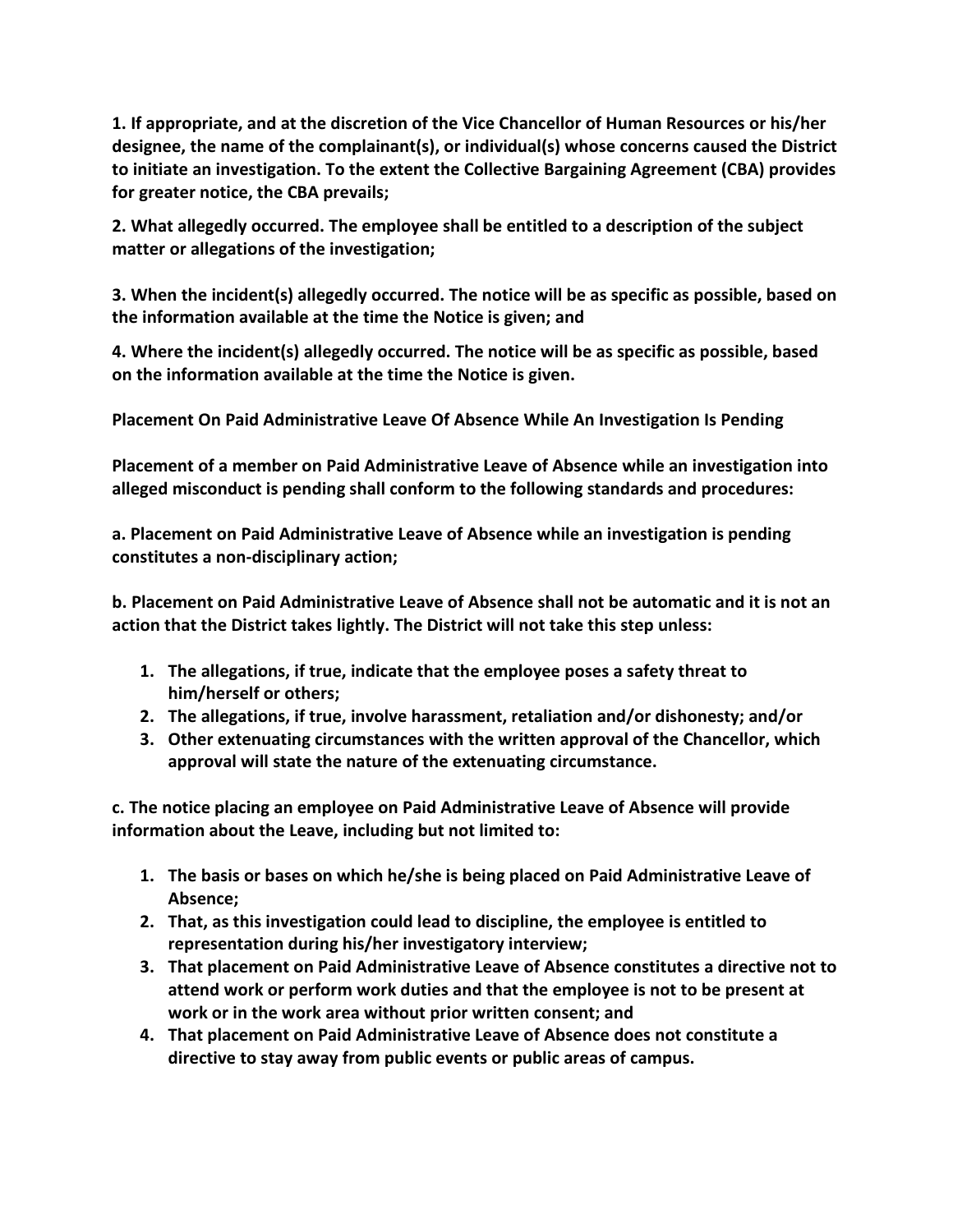**1. If appropriate, and at the discretion of the Vice Chancellor of Human Resources or his/her designee, the name of the complainant(s), or individual(s) whose concerns caused the District to initiate an investigation. To the extent the Collective Bargaining Agreement (CBA) provides for greater notice, the CBA prevails;**

**2. What allegedly occurred. The employee shall be entitled to a description of the subject matter or allegations of the investigation;**

**3. When the incident(s) allegedly occurred. The notice will be as specific as possible, based on the information available at the time the Notice is given; and**

**4. Where the incident(s) allegedly occurred. The notice will be as specific as possible, based on the information available at the time the Notice is given.**

**Placement On Paid Administrative Leave Of Absence While An Investigation Is Pending**

**Placement of a member on Paid Administrative Leave of Absence while an investigation into alleged misconduct is pending shall conform to the following standards and procedures:**

**a. Placement on Paid Administrative Leave of Absence while an investigation is pending constitutes a non-disciplinary action;**

**b. Placement on Paid Administrative Leave of Absence shall not be automatic and it is not an action that the District takes lightly. The District will not take this step unless:**

1. **The allegations, if true, indicate that the employee poses a safety threat to him/herself or others;**
2. **The allegations, if true, involve harassment, retaliation and/or dishonesty; and/or**
3. **Other extenuating circumstances with the written approval of the Chancellor, which approval will state the nature of the extenuating circumstance.**

**c. The notice placing an employee on Paid Administrative Leave of Absence will provide information about the Leave, including but not limited to:**

1. **The basis or bases on which he/she is being placed on Paid Administrative Leave of Absence;**
2. **That, as this investigation could lead to discipline, the employee is entitled to representation during his/her investigatory interview;**
3. **That placement on Paid Administrative Leave of Absence constitutes a directive not to attend work or perform work duties and that the employee is not to be present at work or in the work area without prior written consent; and**
4. **That placement on Paid Administrative Leave of Absence does not constitute a directive to stay away from public events or public areas of campus.**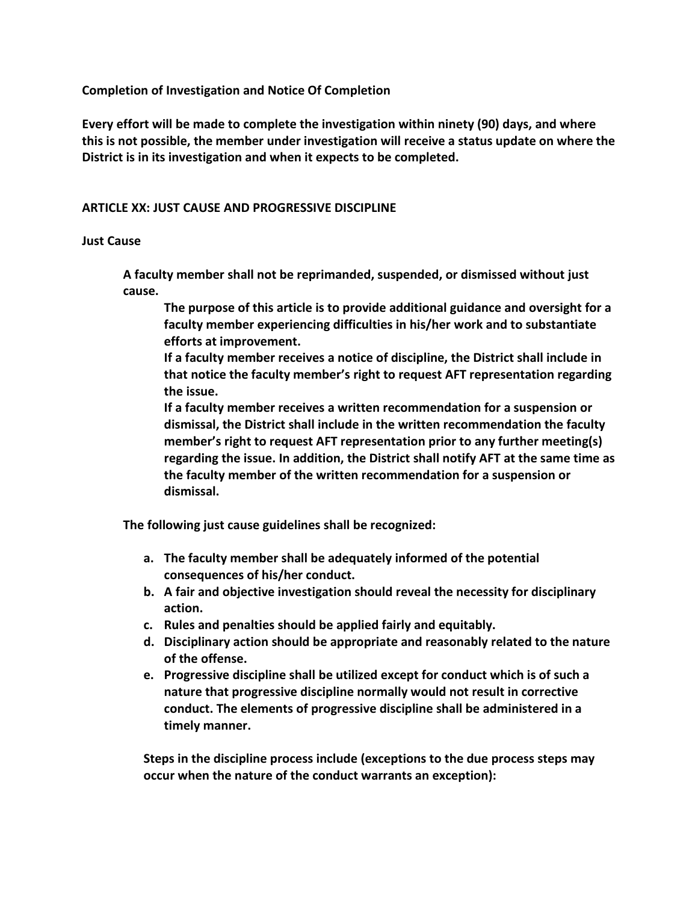**Completion of Investigation and Notice Of Completion**

**Every effort will be made to complete the investigation within ninety (90) days, and where this is not possible, the member under investigation will receive a status update on where the District is in its investigation and when it expects to be completed.**

## ARTICLE XX: JUST CAUSE AND PROGRESSIVE DISCIPLINE

### Just Cause

**A faculty member shall not be reprimanded, suspended, or dismissed without just cause.**

**The purpose of this article is to provide additional guidance and oversight for a faculty member experiencing difficulties in his/her work and to substantiate efforts at improvement.**

**If a faculty member receives a notice of discipline, the District shall include in that notice the faculty member's right to request AFT representation regarding the issue.**

**If a faculty member receives a written recommendation for a suspension or dismissal, the District shall include in the written recommendation the faculty member's right to request AFT representation prior to any further meeting(s) regarding the issue. In addition, the District shall notify AFT at the same time as the faculty member of the written recommendation for a suspension or dismissal.**

**The following just cause guidelines shall be recognized:**

a. **The faculty member shall be adequately informed of the potential consequences of his/her conduct.**
b. **A fair and objective investigation should reveal the necessity for disciplinary action.**
c. **Rules and penalties should be applied fairly and equitably.**
d. **Disciplinary action should be appropriate and reasonably related to the nature of the offense.**
e. **Progressive discipline shall be utilized except for conduct which is of such a nature that progressive discipline normally would not result in corrective conduct. The elements of progressive discipline shall be administered in a timely manner.**

**Steps in the discipline process include (exceptions to the due process steps may occur when the nature of the conduct warrants an exception):**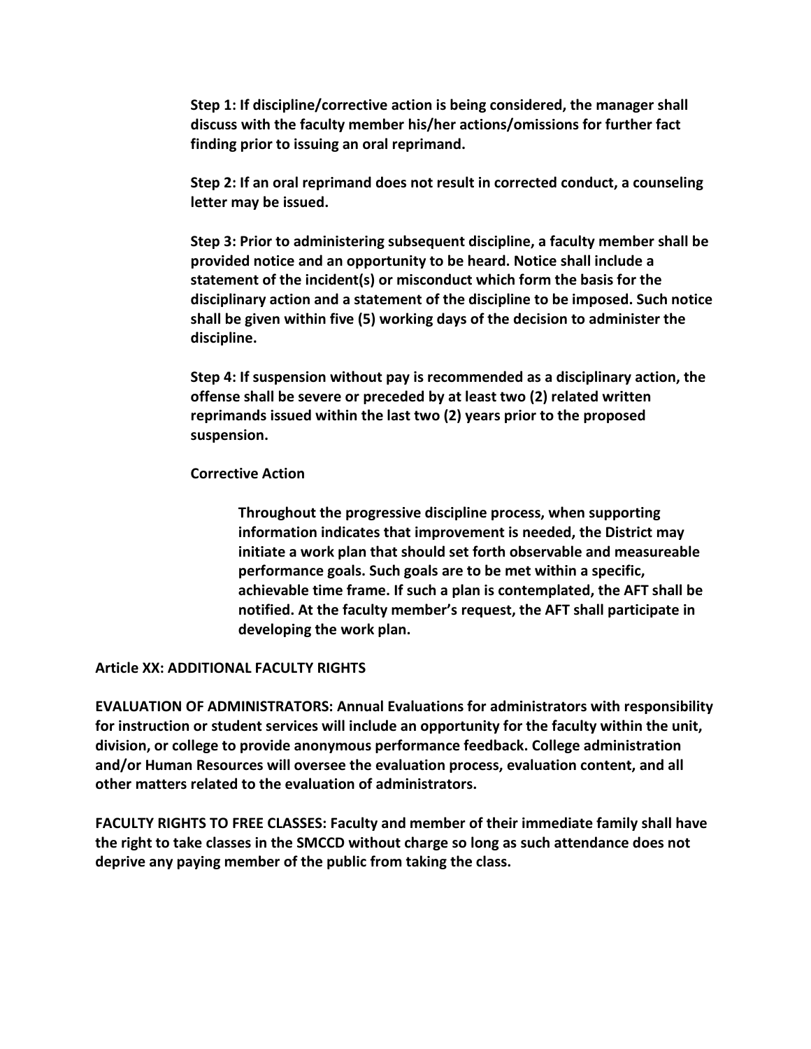**Step 1: If discipline/corrective action is being considered, the manager shall discuss with the faculty member his/her actions/omissions for further fact finding prior to issuing an oral reprimand.**

**Step 2: If an oral reprimand does not result in corrected conduct, a counseling letter may be issued.**

**Step 3: Prior to administering subsequent discipline, a faculty member shall be provided notice and an opportunity to be heard. Notice shall include a statement of the incident(s) or misconduct which form the basis for the disciplinary action and a statement of the discipline to be imposed. Such notice shall be given within five (5) working days of the decision to administer the discipline.**

**Step 4: If suspension without pay is recommended as a disciplinary action, the offense shall be severe or preceded by at least two (2) related written reprimands issued within the last two (2) years prior to the proposed suspension.**

**Corrective Action**

**Throughout the progressive discipline process, when supporting information indicates that improvement is needed, the District may initiate a work plan that should set forth observable and measureable performance goals. Such goals are to be met within a specific, achievable time frame. If such a plan is contemplated, the AFT shall be notified. At the faculty member's request, the AFT shall participate in developing the work plan.**

**Article XX: ADDITIONAL FACULTY RIGHTS**

**EVALUATION OF ADMINISTRATORS: Annual Evaluations for administrators with responsibility for instruction or student services will include an opportunity for the faculty within the unit, division, or college to provide anonymous performance feedback. College administration and/or Human Resources will oversee the evaluation process, evaluation content, and all other matters related to the evaluation of administrators.**

**FACULTY RIGHTS TO FREE CLASSES: Faculty and member of their immediate family shall have the right to take classes in the SMCCD without charge so long as such attendance does not deprive any paying member of the public from taking the class.**